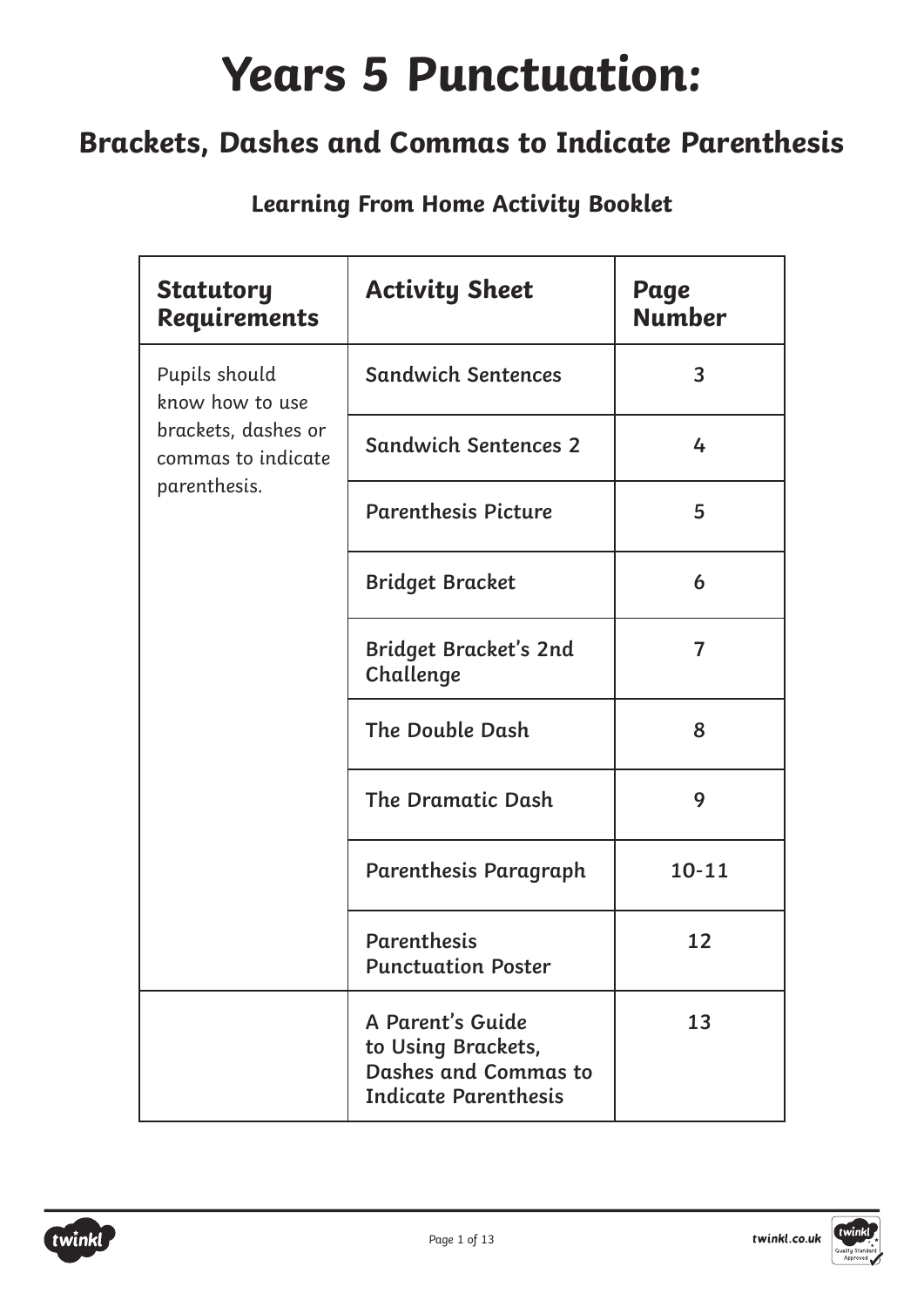# Years 5 Punctuation:

## Brackets, Dashes and Commas to Indicate Parenthesis

### Learning From Home Activity Booklet

| Statutory Requirements | Activity Sheet | Page Number |
|---|---|---|
| Pupils should know how to use brackets, dashes or commas to indicate parenthesis. | Sandwich Sentences | 3 |
| | Sandwich Sentences 2 | 4 |
| | Parenthesis Picture | 5 |
| | Bridget Bracket | 6 |
| | Bridget Bracket's 2nd Challenge | 7 |
| | The Double Dash | 8 |
| | The Dramatic Dash | 9 |
| | Parenthesis Paragraph | 10-11 |
| | Parenthesis Punctuation Poster | 12 |
| | A Parent's Guide to Using Brackets, Dashes and Commas to Indicate Parenthesis | 13 |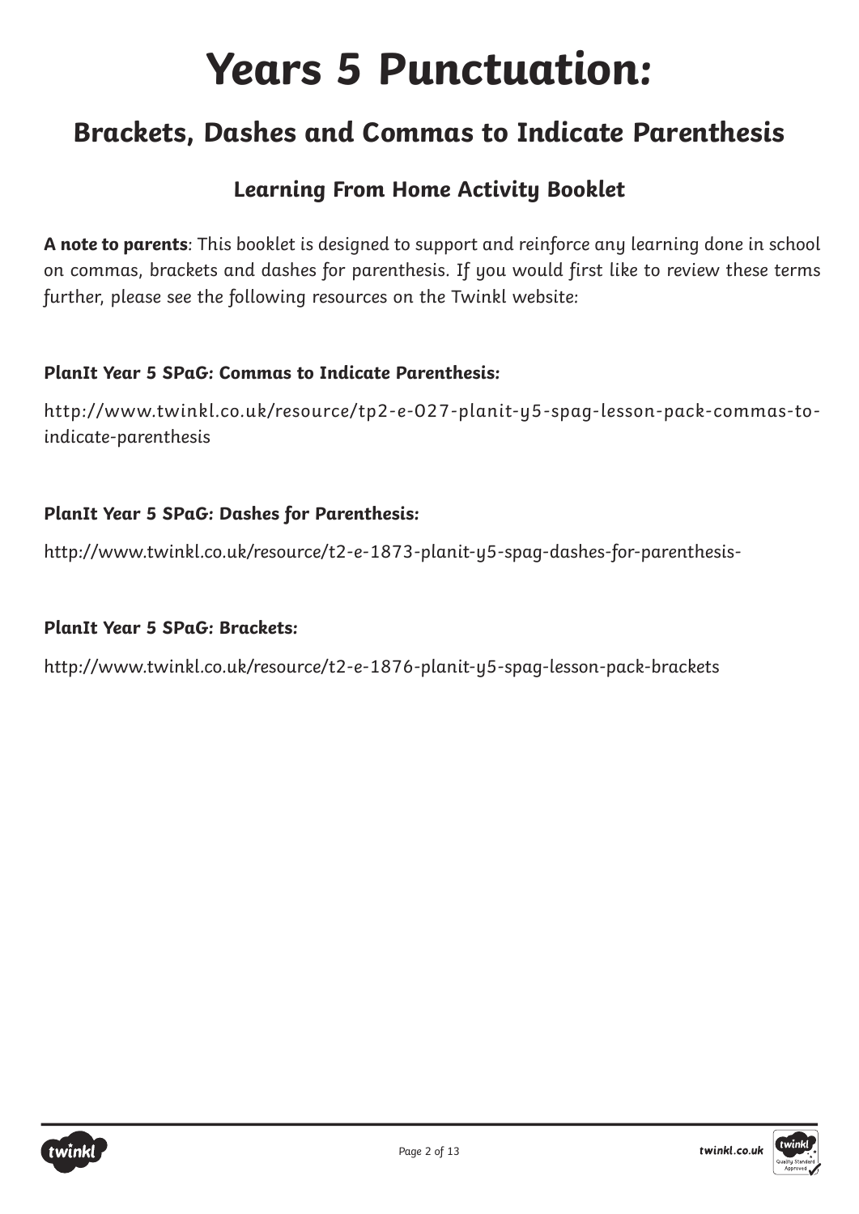# Years 5 Punctuation:

## Brackets, Dashes and Commas to Indicate Parenthesis

### Learning From Home Activity Booklet

**A note to parents**: *This booklet is designed to support and reinforce any learning done in school on commas, brackets and dashes for parenthesis. If you would first like to review these terms further, please see the following resources on the Twinkl website:*

**PlanIt Year 5 SPaG: Commas to Indicate Parenthesis:**

http://www.twinkl.co.uk/resource/tp2-e-027-planit-y5-spag-lesson-pack-commas-to-indicate-parenthesis

**PlanIt Year 5 SPaG: Dashes for Parenthesis:**

http://www.twinkl.co.uk/resource/t2-e-1873-planit-y5-spag-dashes-for-parenthesis-

**PlanIt Year 5 SPaG: Brackets:**

http://www.twinkl.co.uk/resource/t2-e-1876-planit-y5-spag-lesson-pack-brackets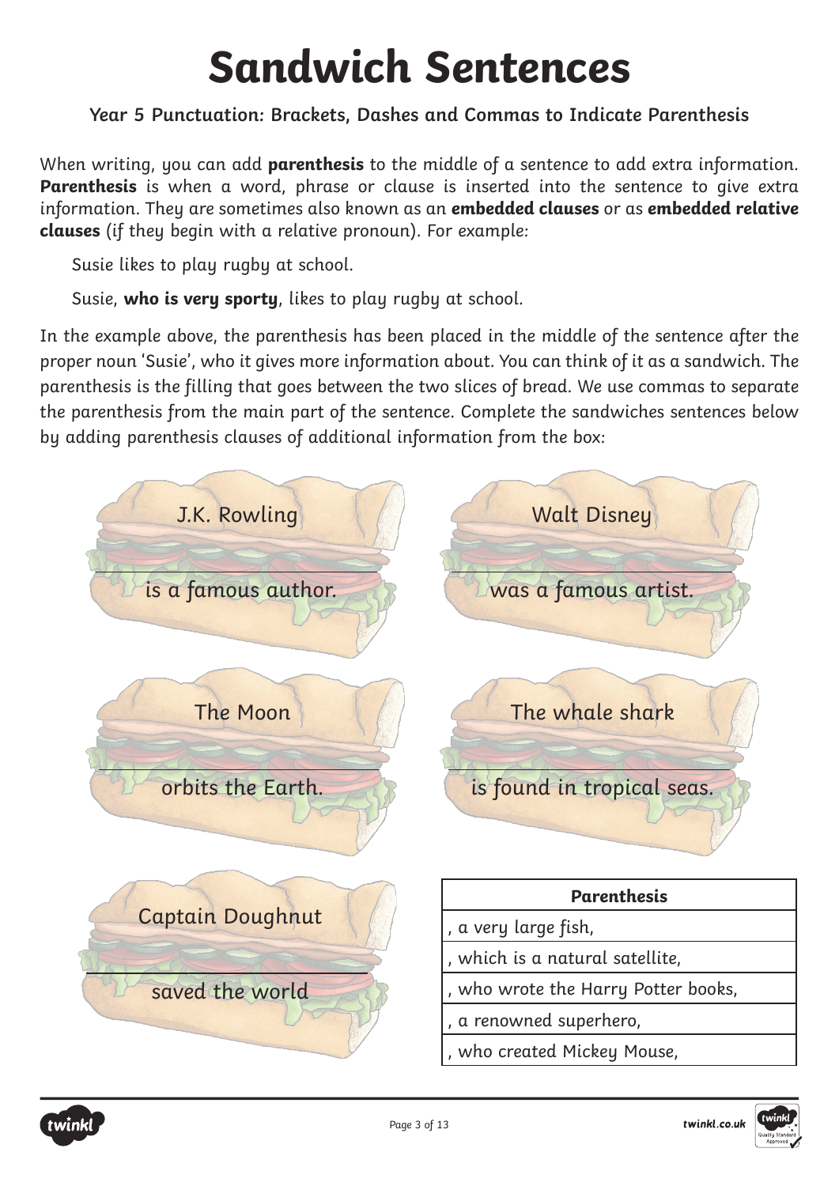# Sandwich Sentences

**Year 5 Punctuation: Brackets, Dashes and Commas to Indicate Parenthesis**

When writing, you can add **parenthesis** to the middle of a sentence to add extra information. **Parenthesis** is when a word, phrase or clause is inserted into the sentence to give extra information. They are sometimes also known as an **embedded clauses** or as **embedded relative clauses** (if they begin with a relative pronoun). For example:

Susie likes to play rugby at school.

Susie, **who is very sporty**, likes to play rugby at school.

In the example above, the parenthesis has been placed in the middle of the sentence after the proper noun 'Susie', who it gives more information about. You can think of it as a sandwich. The parenthesis is the filling that goes between the two slices of bread. We use commas to separate the parenthesis from the main part of the sentence. Complete the sandwiches sentences below by adding parenthesis clauses of additional information from the box:

J.K. Rowling

\_\_\_\_\_\_\_\_\_\_\_\_\_\_\_\_\_\_\_\_\_\_\_\_\_\_\_\_\_\_

is a famous author.

Walt Disney

\_\_\_\_\_\_\_\_\_\_\_\_\_\_\_\_\_\_\_\_\_\_\_\_\_\_\_\_\_\_

was a famous artist.

The Moon

\_\_\_\_\_\_\_\_\_\_\_\_\_\_\_\_\_\_\_\_\_\_\_\_\_\_\_\_\_\_

orbits the Earth.

The whale shark

\_\_\_\_\_\_\_\_\_\_\_\_\_\_\_\_\_\_\_\_\_\_\_\_\_\_\_\_\_\_

is found in tropical seas.

Captain Doughnut

\_\_\_\_\_\_\_\_\_\_\_\_\_\_\_\_\_\_\_\_\_\_\_\_\_\_\_\_\_\_

saved the world

| Parenthesis |
|---|
| , a very large fish, |
| , which is a natural satellite, |
| , who wrote the Harry Potter books, |
| , a renowned superhero, |
| , who created Mickey Mouse, |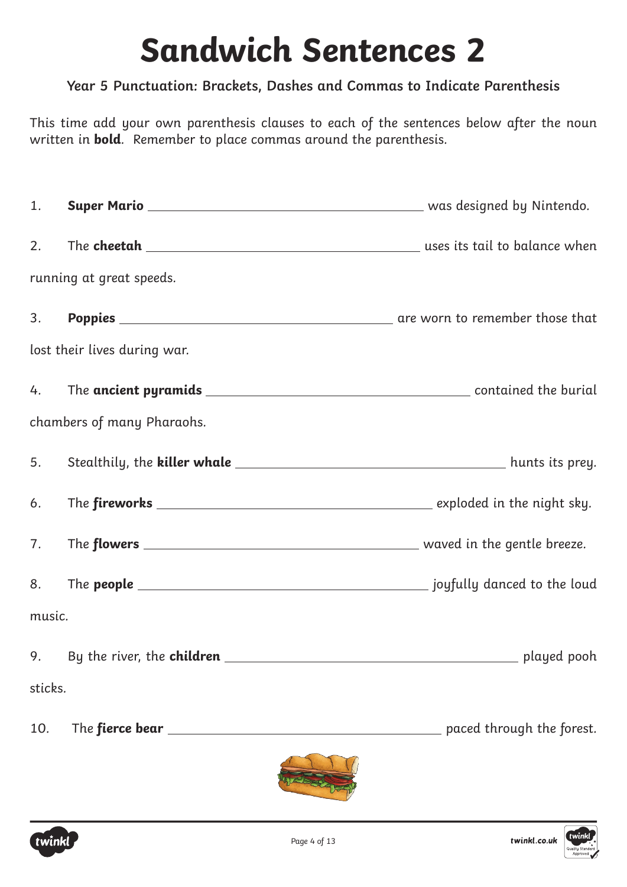# Sandwich Sentences 2

**Year 5 Punctuation: Brackets, Dashes and Commas to Indicate Parenthesis**

This time add your own parenthesis clauses to each of the sentences below after the noun written in **bold**. Remember to place commas around the parenthesis.

1. **Super Mario** ________________________________ was designed by Nintendo.

2. The **cheetah** ________________________________ uses its tail to balance when running at great speeds.

3. **Poppies** ________________________________ are worn to remember those that lost their lives during war.

4. The **ancient pyramids** ________________________________ contained the burial chambers of many Pharaohs.

5. Stealthily, the **killer whale** ________________________________ hunts its prey.

6. The **fireworks** ________________________________ exploded in the night sky.

7. The **flowers** ________________________________ waved in the gentle breeze.

8. The **people** ________________________________ joyfully danced to the loud music.

9. By the river, the **children** ________________________________ played pooh sticks.

10. The **fierce bear** ________________________________ paced through the forest.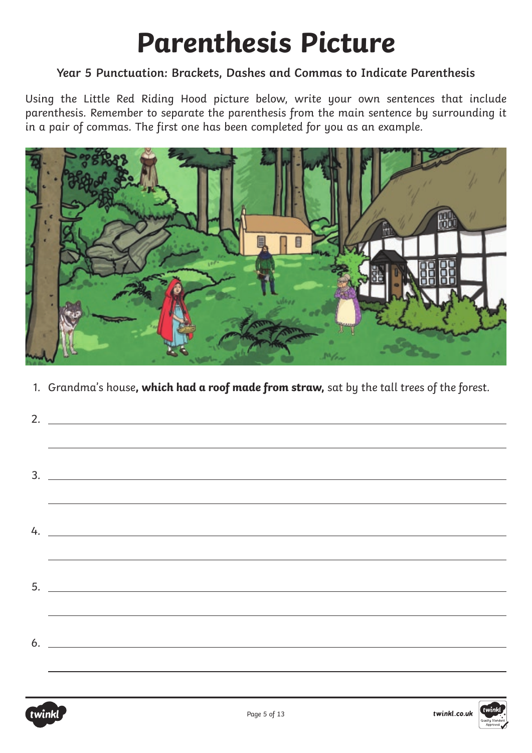# Parenthesis Picture

### Year 5 Punctuation: Brackets, Dashes and Commas to Indicate Parenthesis

Using the Little Red Riding Hood picture below, write your own sentences that include parenthesis. Remember to separate the parenthesis from the main sentence by surrounding it in a pair of commas. The first one has been completed for you as an example.

1. Grandma's house**, which had a roof made from straw,** sat by the tall trees of the forest.
2. ______________________________________________________________
3. ______________________________________________________________
4. ______________________________________________________________
5. ______________________________________________________________
6. ______________________________________________________________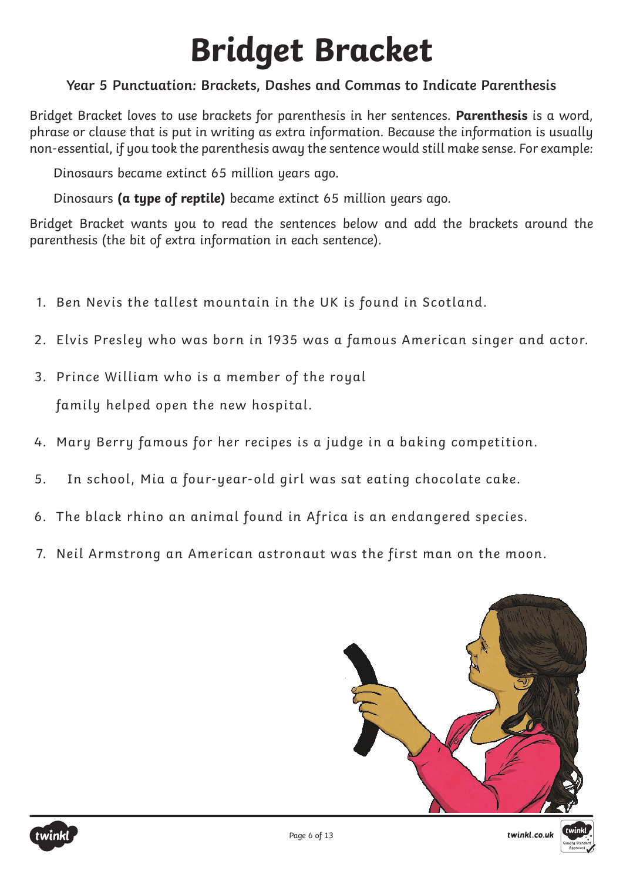# Bridget Bracket

### Year 5 Punctuation: Brackets, Dashes and Commas to Indicate Parenthesis

Bridget Bracket loves to use brackets for parenthesis in her sentences. **Parenthesis** is a word, phrase or clause that is put in writing as extra information. Because the information is usually non-essential, if you took the parenthesis away the sentence would still make sense. For example:

Dinosaurs became extinct 65 million years ago.

Dinosaurs **(a type of reptile)** became extinct 65 million years ago.

Bridget Bracket wants you to read the sentences below and add the brackets around the parenthesis (the bit of extra information in each sentence).

1. Ben Nevis the tallest mountain in the UK is found in Scotland.
2. Elvis Presley who was born in 1935 was a famous American singer and actor.
3. Prince William who is a member of the royal family helped open the new hospital.
4. Mary Berry famous for her recipes is a judge in a baking competition.
5. In school, Mia a four-year-old girl was sat eating chocolate cake.
6. The black rhino an animal found in Africa is an endangered species.
7. Neil Armstrong an American astronaut was the first man on the moon.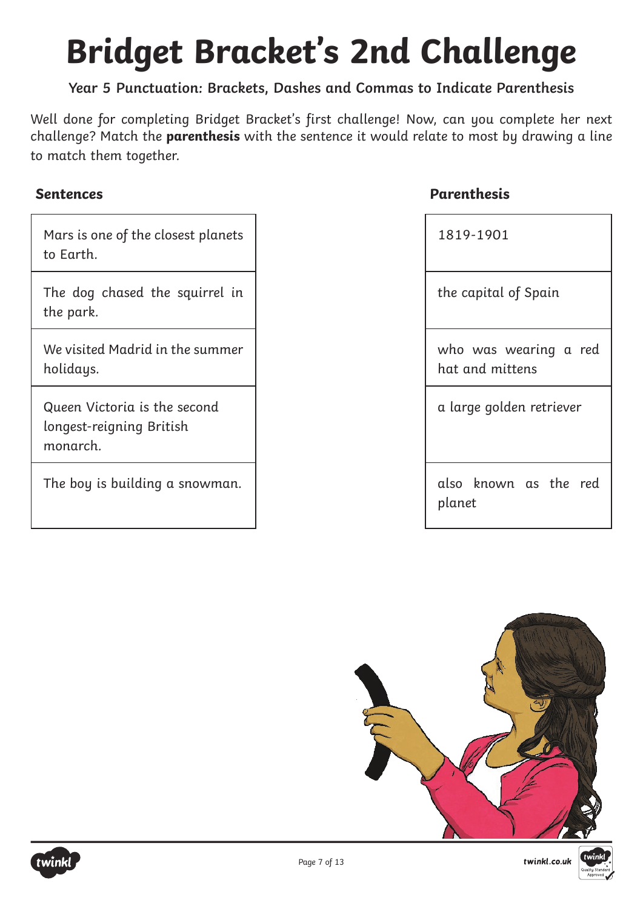# Bridget Bracket's 2nd Challenge

**Year 5 Punctuation: Brackets, Dashes and Commas to Indicate Parenthesis**

Well done for completing Bridget Bracket's first challenge! Now, can you complete her next challenge? Match the **parenthesis** with the sentence it would relate to most by drawing a line to match them together.

| Sentences | Parenthesis |
|---|---|
| Mars is one of the closest planets to Earth. | 1819-1901 |
| The dog chased the squirrel in the park. | the capital of Spain |
| We visited Madrid in the summer holidays. | who was wearing a red hat and mittens |
| Queen Victoria is the second longest-reigning British monarch. | a large golden retriever |
| The boy is building a snowman. | also known as the red planet |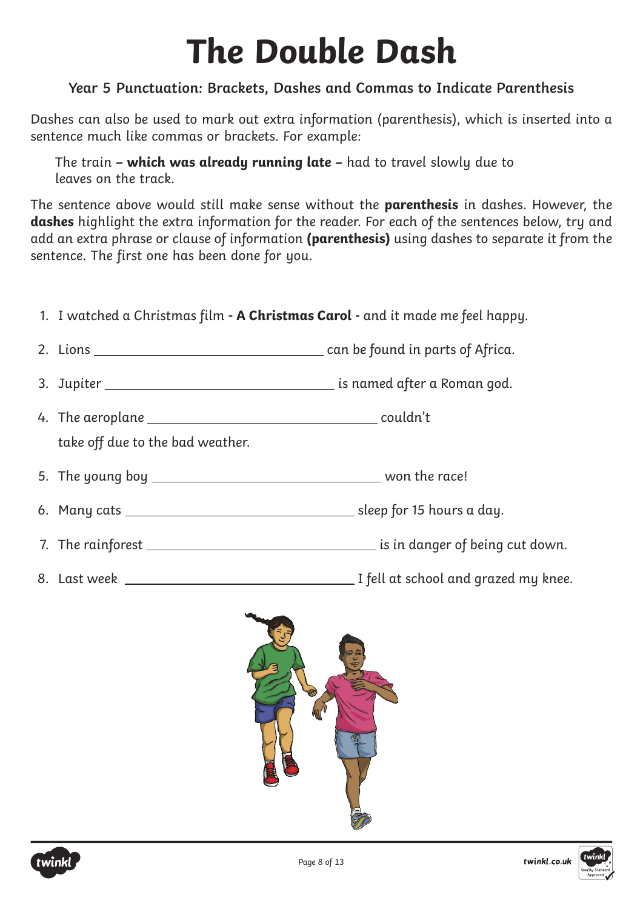# The Double Dash

### Year 5 Punctuation: Brackets, Dashes and Commas to Indicate Parenthesis

Dashes can also be used to mark out extra information (parenthesis), which is inserted into a sentence much like commas or brackets. For example:

The train **– which was already running late –** had to travel slowly due to leaves on the track.

The sentence above would still make sense without the **parenthesis** in dashes. However, the **dashes** highlight the extra information for the reader. For each of the sentences below, try and add an extra phrase or clause of information **(parenthesis)** using dashes to separate it from the sentence. The first one has been done for you.

1. I watched a Christmas film **- A Christmas Carol -** and it made me feel happy.
2. Lions ______________________________ can be found in parts of Africa.
3. Jupiter ______________________________ is named after a Roman god.
4. The aeroplane ______________________________ couldn't take off due to the bad weather.
5. The young boy ______________________________ won the race!
6. Many cats ______________________________ sleep for 15 hours a day.
7. The rainforest ______________________________ is in danger of being cut down.
8. Last week ______________________________ I fell at school and grazed my knee.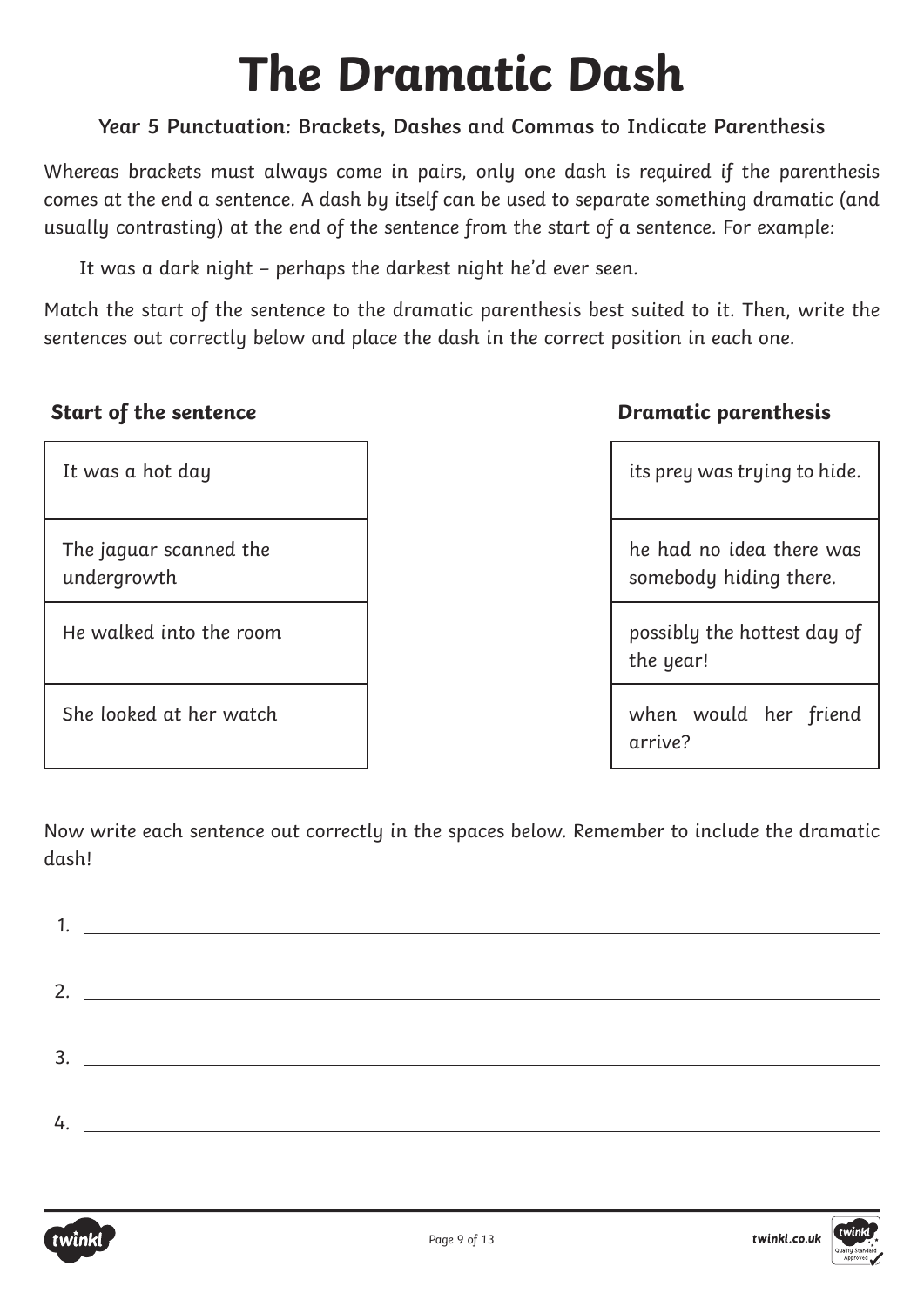# The Dramatic Dash

**Year 5 Punctuation: Brackets, Dashes and Commas to Indicate Parenthesis**

Whereas brackets must always come in pairs, only one dash is required if the parenthesis comes at the end a sentence. A dash by itself can be used to separate something dramatic (and usually contrasting) at the end of the sentence from the start of a sentence. For example:

It was a dark night – perhaps the darkest night he'd ever seen.

Match the start of the sentence to the dramatic parenthesis best suited to it. Then, write the sentences out correctly below and place the dash in the correct position in each one.

| Start of the sentence | Dramatic parenthesis |
|---|---|
| It was a hot day | its prey was trying to hide. |
| The jaguar scanned the undergrowth | he had no idea there was somebody hiding there. |
| He walked into the room | possibly the hottest day of the year! |
| She looked at her watch | when would her friend arrive? |

Now write each sentence out correctly in the spaces below. Remember to include the dramatic dash!

1. ____________________

2. ____________________

3. ____________________

4. ____________________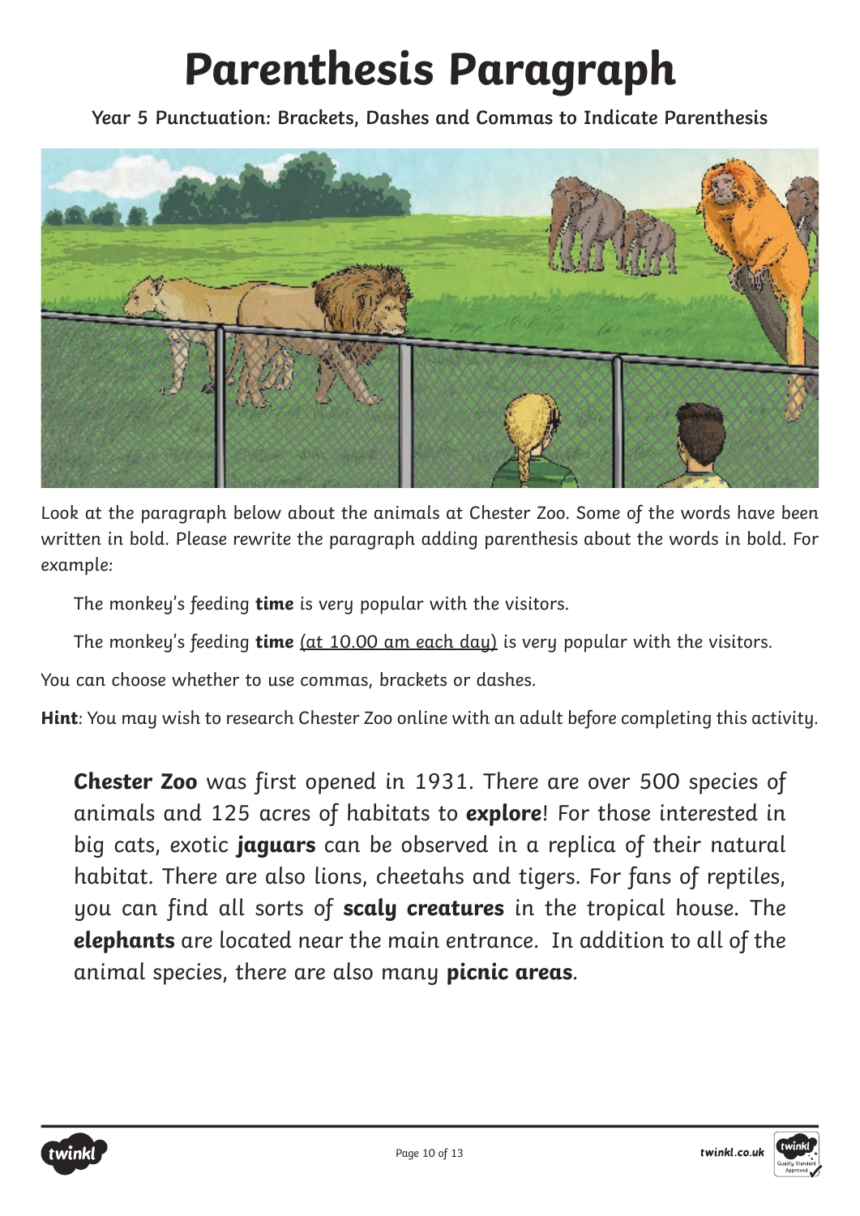# Parenthesis Paragraph

**Year 5 Punctuation: Brackets, Dashes and Commas to Indicate Parenthesis**

Look at the paragraph below about the animals at Chester Zoo. Some of the words have been written in bold. Please rewrite the paragraph adding parenthesis about the words in bold. For example:

The monkey's feeding **time** is very popular with the visitors.

The monkey's feeding **time** <u>(at 10.00 am each day)</u> is very popular with the visitors.

You can choose whether to use commas, brackets or dashes.

**Hint**: You may wish to research Chester Zoo online with an adult before completing this activity.

**Chester Zoo** was first opened in 1931. There are over 500 species of animals and 125 acres of habitats to **explore**! For those interested in big cats, exotic **jaguars** can be observed in a replica of their natural habitat. There are also lions, cheetahs and tigers. For fans of reptiles, you can find all sorts of **scaly creatures** in the tropical house. The **elephants** are located near the main entrance. In addition to all of the animal species, there are also many **picnic areas**.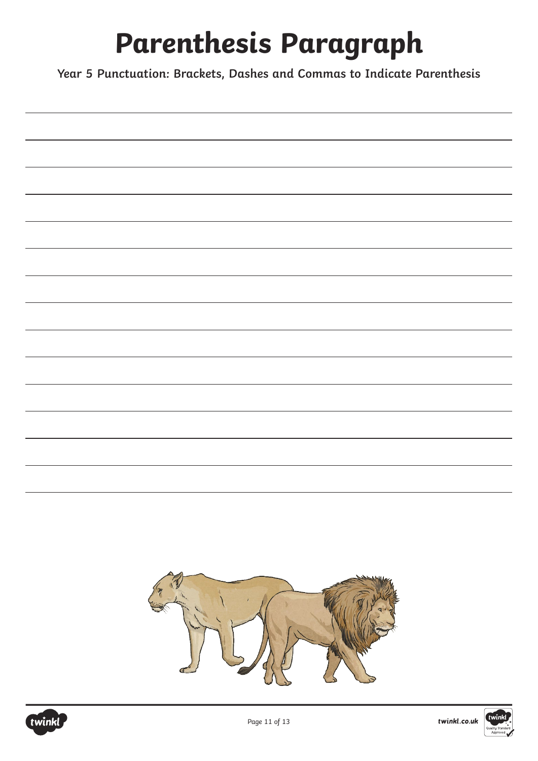# Parenthesis Paragraph

**Year 5 Punctuation: Brackets, Dashes and Commas to Indicate Parenthesis**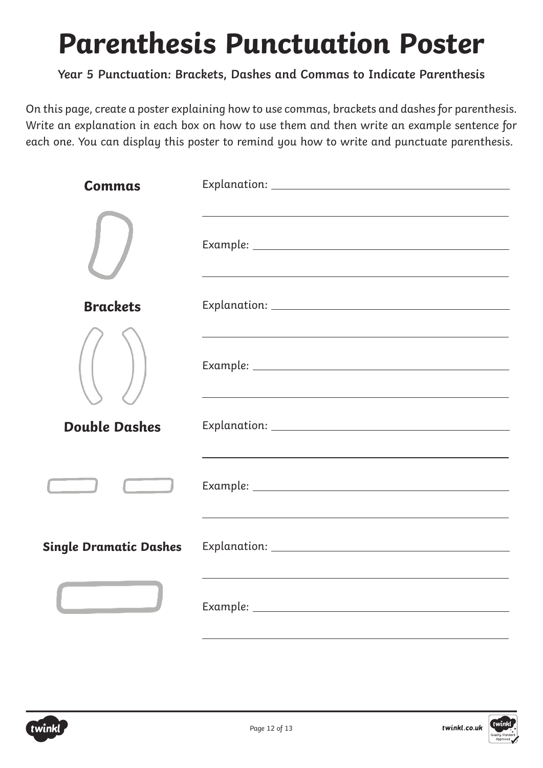# Parenthesis Punctuation Poster

**Year 5 Punctuation: Brackets, Dashes and Commas to Indicate Parenthesis**

*On this page, create a poster explaining how to use commas, brackets and dashes for parenthesis. Write an explanation in each box on how to use them and then write an example sentence for each one. You can display this poster to remind you how to write and punctuate parenthesis.*

**Commas**

Explanation: ____________________________________________

____________________________________________

Example: ____________________________________________

____________________________________________

**Brackets**

Explanation: ____________________________________________

____________________________________________

Example: ____________________________________________

____________________________________________

**Double Dashes**

Explanation: ____________________________________________

____________________________________________

Example: ____________________________________________

____________________________________________

**Single Dramatic Dashes**

Explanation: ____________________________________________

____________________________________________

Example: ____________________________________________

____________________________________________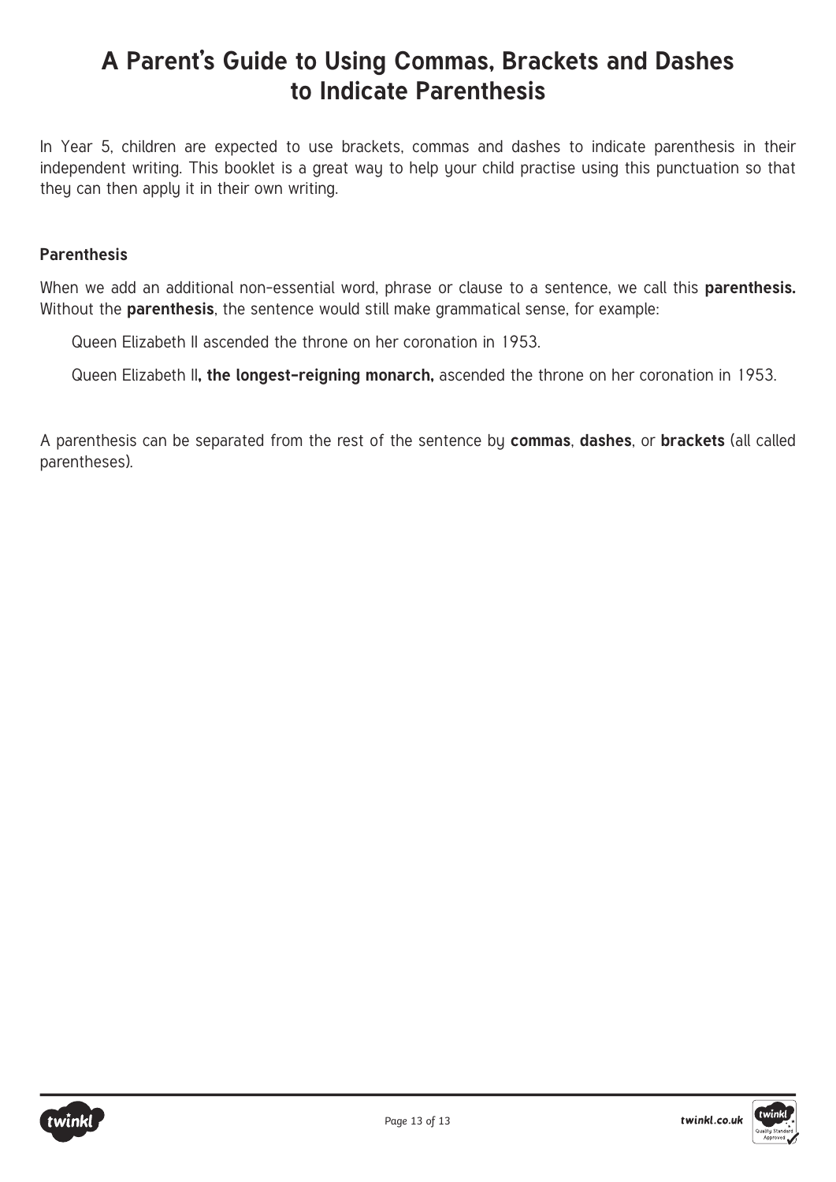# A Parent's Guide to Using Commas, Brackets and Dashes to Indicate Parenthesis

In Year 5, children are expected to use brackets, commas and dashes to indicate parenthesis in their independent writing. This booklet is a great way to help your child practise using this punctuation so that they can then apply it in their own writing.

### Parenthesis

When we add an additional non-essential word, phrase or clause to a sentence, we call this **parenthesis.** Without the **parenthesis**, the sentence would still make grammatical sense, for example:

Queen Elizabeth II ascended the throne on her coronation in 1953.

Queen Elizabeth II**, the longest-reigning monarch,** ascended the throne on her coronation in 1953.

A parenthesis can be separated from the rest of the sentence by **commas**, **dashes**, or **brackets** (all called parentheses).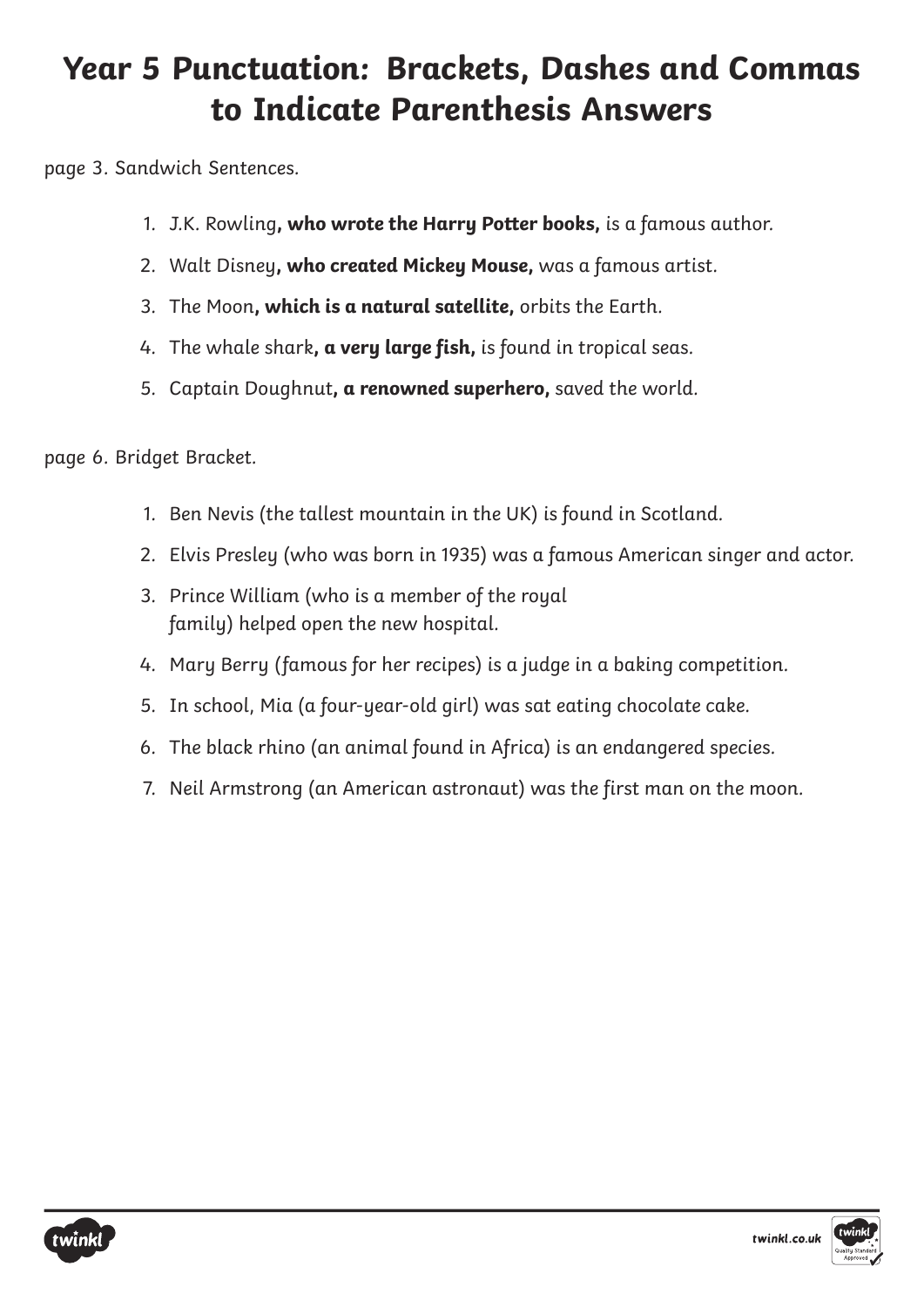# Year 5 Punctuation: Brackets, Dashes and Commas to Indicate Parenthesis Answers

page 3. Sandwich Sentences.

1. J.K. Rowling**, who wrote the Harry Potter books,** is a famous author.
2. Walt Disney**, who created Mickey Mouse,** was a famous artist.
3. The Moon**, which is a natural satellite,** orbits the Earth.
4. The whale shark**, a very large fish,** is found in tropical seas.
5. Captain Doughnut**, a renowned superhero,** saved the world.

page 6. Bridget Bracket.

1. Ben Nevis (the tallest mountain in the UK) is found in Scotland.
2. Elvis Presley (who was born in 1935) was a famous American singer and actor.
3. Prince William (who is a member of the royal family) helped open the new hospital.
4. Mary Berry (famous for her recipes) is a judge in a baking competition.
5. In school, Mia (a four-year-old girl) was sat eating chocolate cake.
6. The black rhino (an animal found in Africa) is an endangered species.
7. Neil Armstrong (an American astronaut) was the first man on the moon.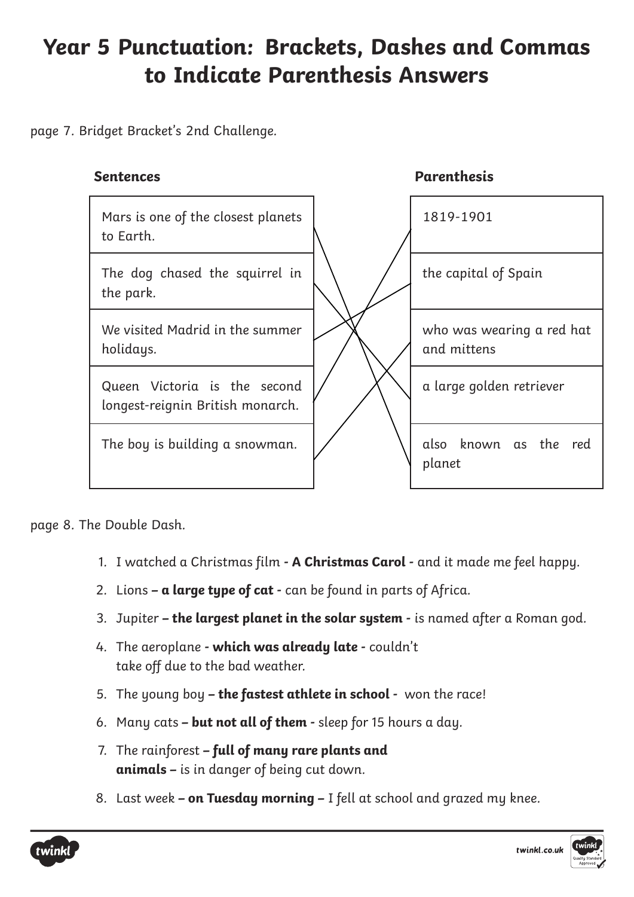# Year 5 Punctuation: Brackets, Dashes and Commas to Indicate Parenthesis Answers

page 7. Bridget Bracket's 2nd Challenge.

| Sentences | Parenthesis |
| --- | --- |
| Mars is one of the closest planets to Earth. | 1819-1901 |
| The dog chased the squirrel in the park. | the capital of Spain |
| We visited Madrid in the summer holidays. | who was wearing a red hat and mittens |
| Queen Victoria is the second longest-reignin British monarch. | a large golden retriever |
| The boy is building a snowman. | also known as the red planet |

page 8. The Double Dash.

1. I watched a Christmas film **- A Christmas Carol -** and it made me feel happy.
2. Lions **– a large type of cat -** can be found in parts of Africa.
3. Jupiter **– the largest planet in the solar system -** is named after a Roman god.
4. The aeroplane **- which was already late -** couldn't take off due to the bad weather.
5. The young boy **– the fastest athlete in school -** won the race!
6. Many cats **– but not all of them -** sleep for 15 hours a day.
7. The rainforest **– full of many rare plants and animals –** is in danger of being cut down.
8. Last week **– on Tuesday morning –** I fell at school and grazed my knee.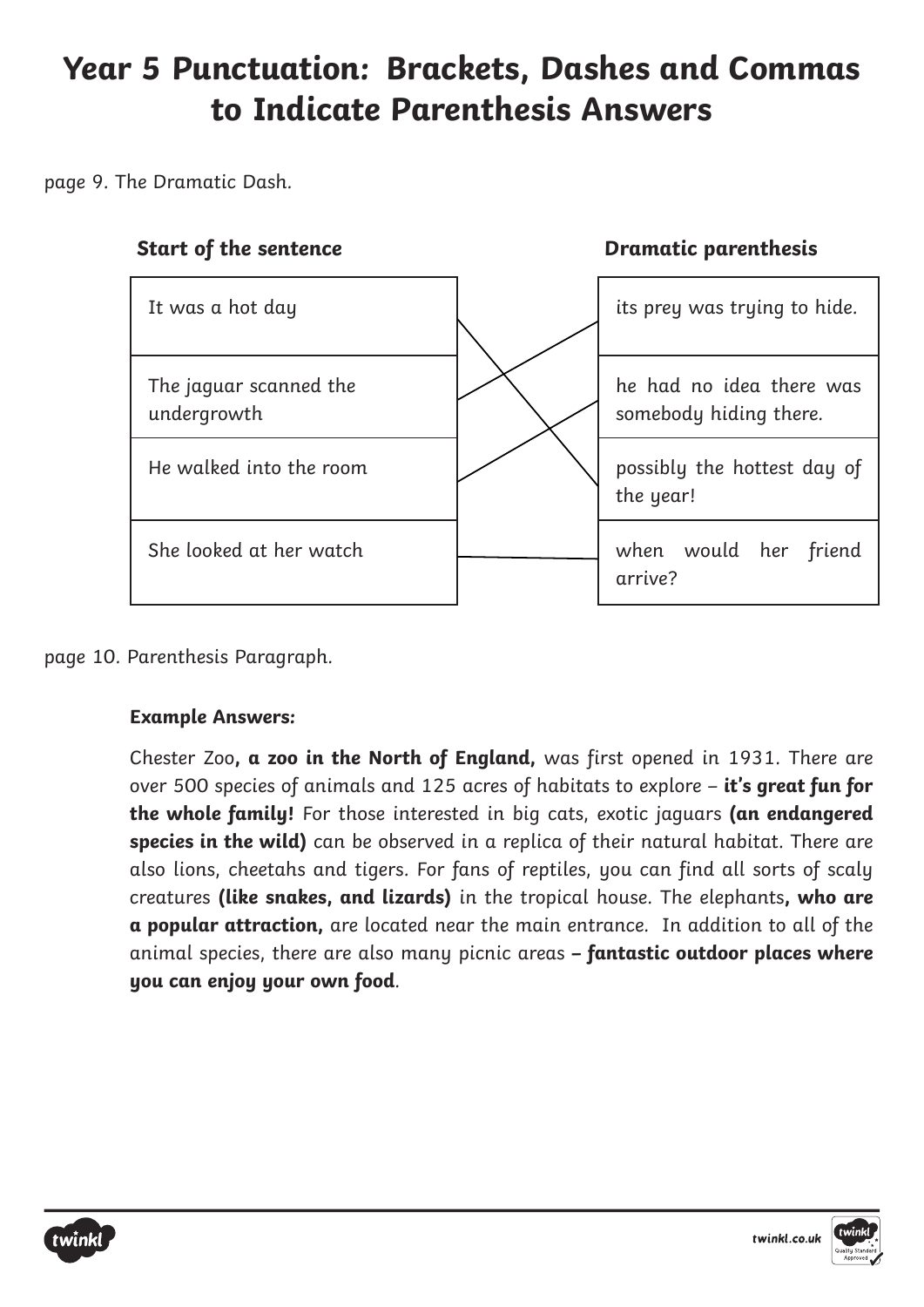# Year 5 Punctuation: Brackets, Dashes and Commas to Indicate Parenthesis Answers

page 9. The Dramatic Dash.

| Start of the sentence | Dramatic parenthesis |
| --- | --- |
| It was a hot day | its prey was trying to hide. |
| The jaguar scanned the undergrowth | he had no idea there was somebody hiding there. |
| He walked into the room | possibly the hottest day of the year! |
| She looked at her watch | when would her friend arrive? |

page 10. Parenthesis Paragraph.

**Example Answers:**

Chester Zoo**, a zoo in the North of England,** was first opened in 1931. There are over 500 species of animals and 125 acres of habitats to explore – **it's great fun for the whole family!** For those interested in big cats, exotic jaguars **(an endangered species in the wild)** can be observed in a replica of their natural habitat. There are also lions, cheetahs and tigers. For fans of reptiles, you can find all sorts of scaly creatures **(like snakes, and lizards)** in the tropical house. The elephants**, who are a popular attraction,** are located near the main entrance. In addition to all of the animal species, there are also many picnic areas **– fantastic outdoor places where you can enjoy your own food**.